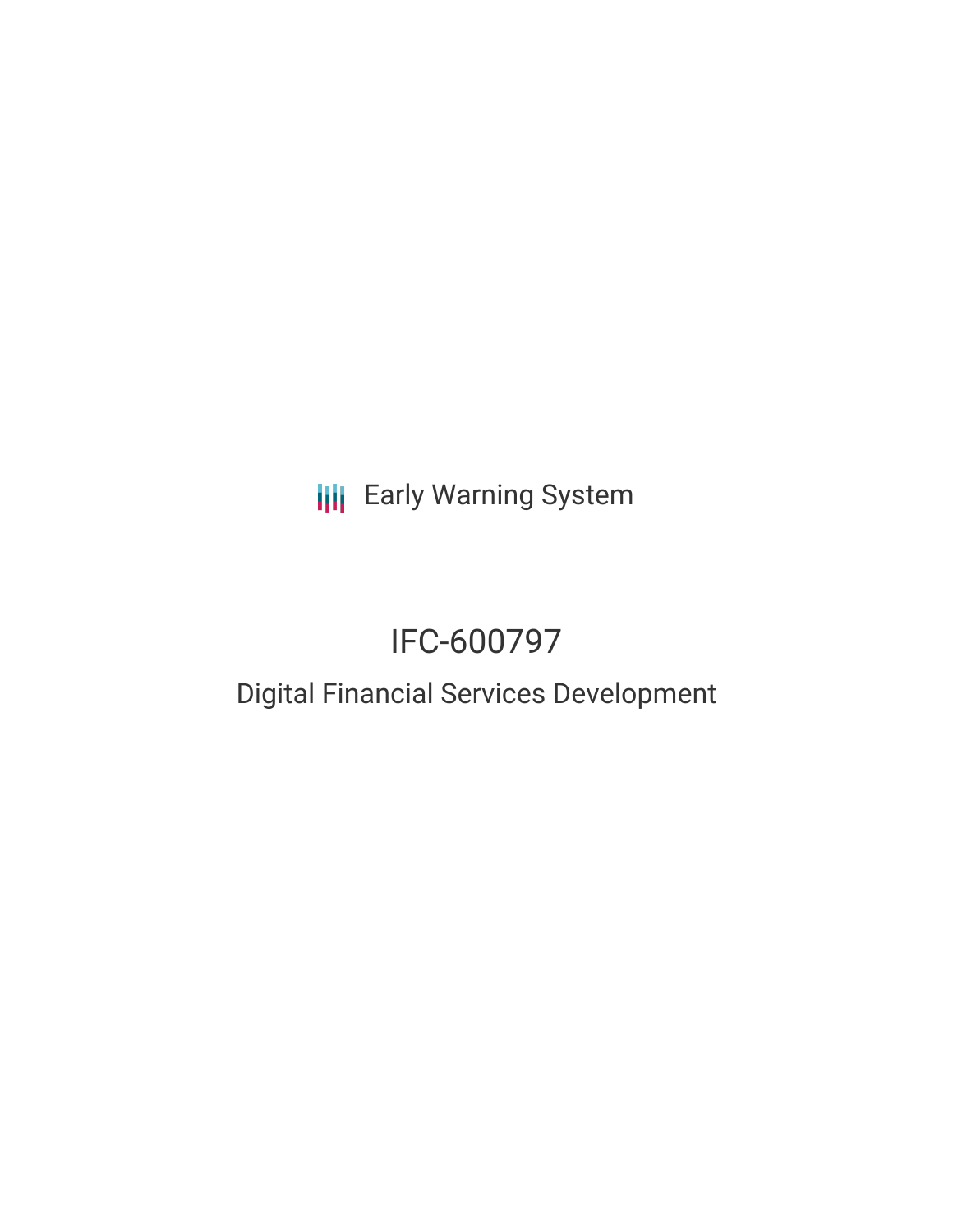Early Warning System

# IFC-600797

## Digital Financial Services Development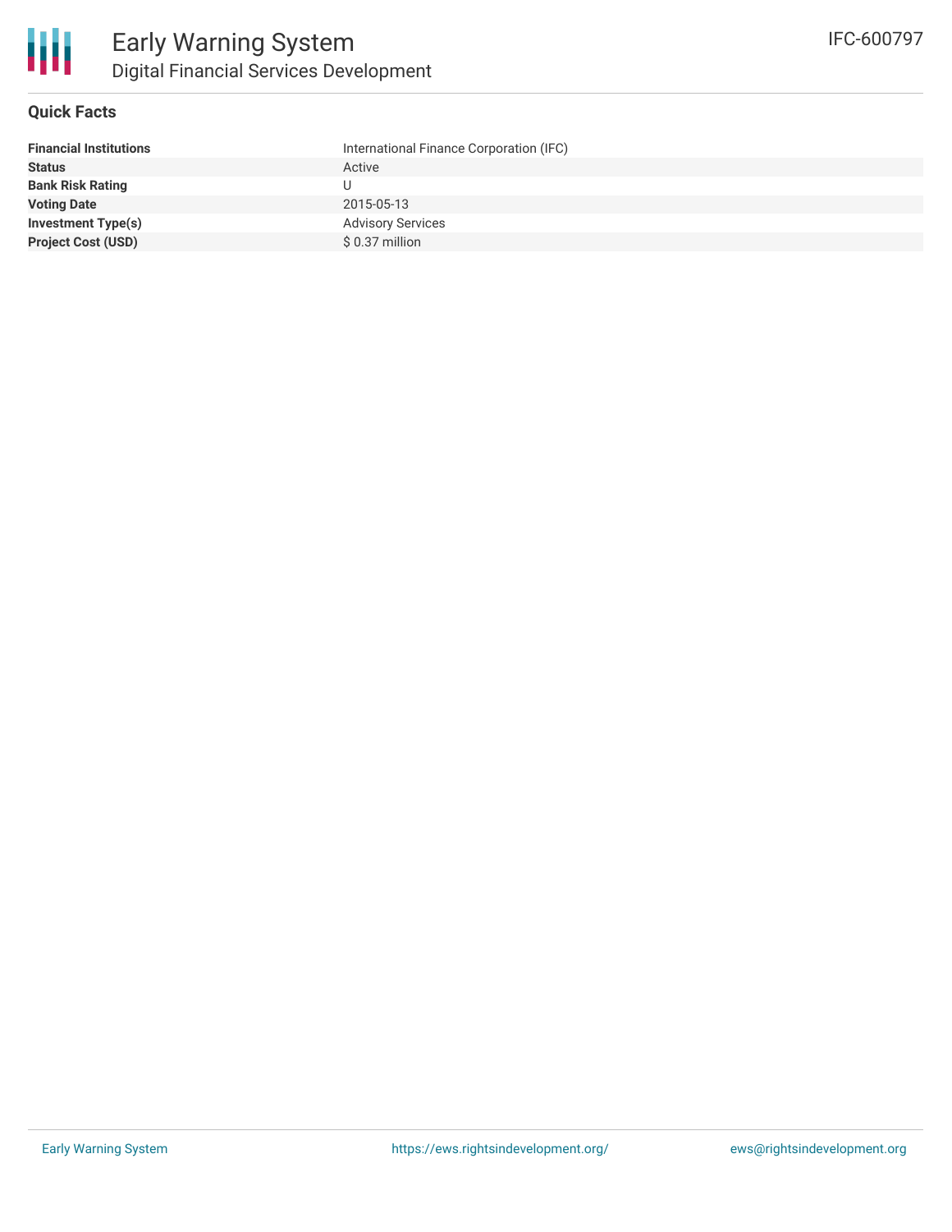# Early Warning System

## Digital Financial Services Development

IFC-600797

### Quick Facts

| | |
|---|---|
| **Financial Institutions** | International Finance Corporation (IFC) |
| **Status** | Active |
| **Bank Risk Rating** | U |
| **Voting Date** | 2015-05-13 |
| **Investment Type(s)** | Advisory Services |
| **Project Cost (USD)** | $ 0.37 million |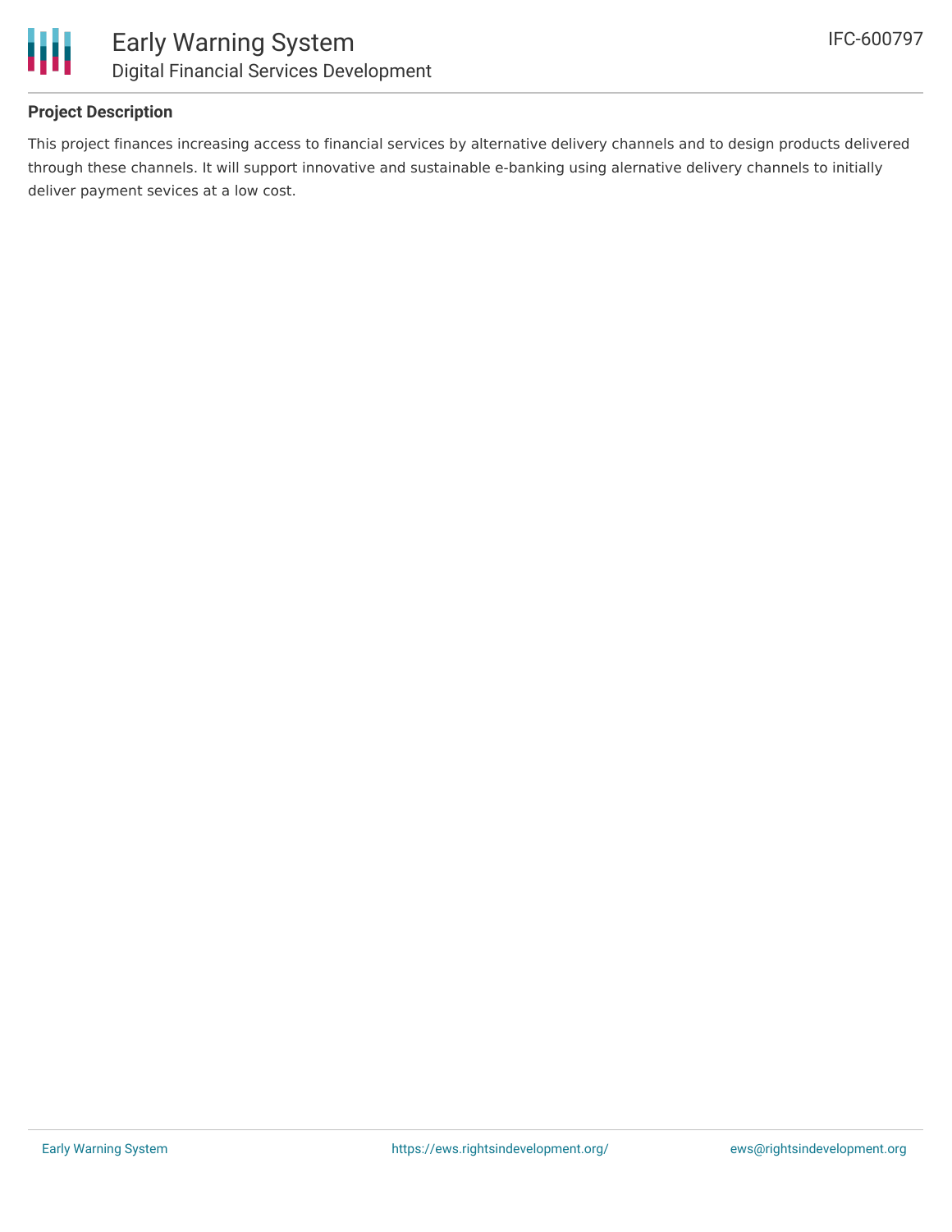## Project Description

This project finances increasing access to financial services by alternative delivery channels and to design products delivered through these channels. It will support innovative and sustainable e-banking using alernative delivery channels to initially deliver payment sevices at a low cost.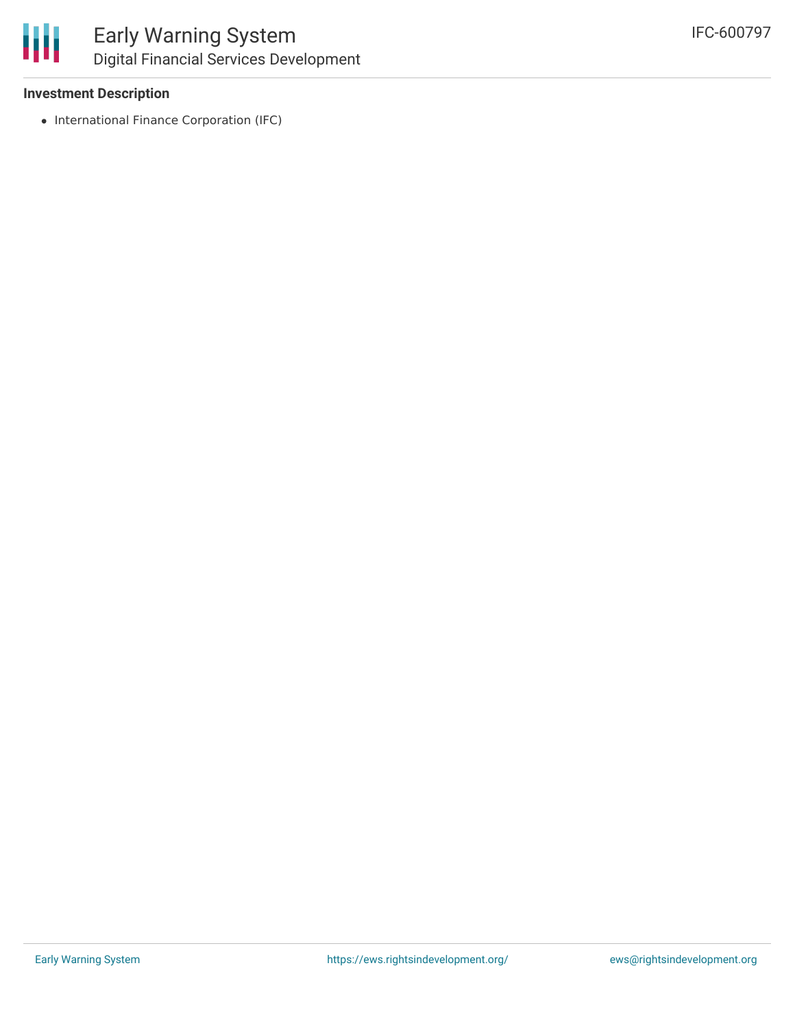**Investment Description**

- International Finance Corporation (IFC)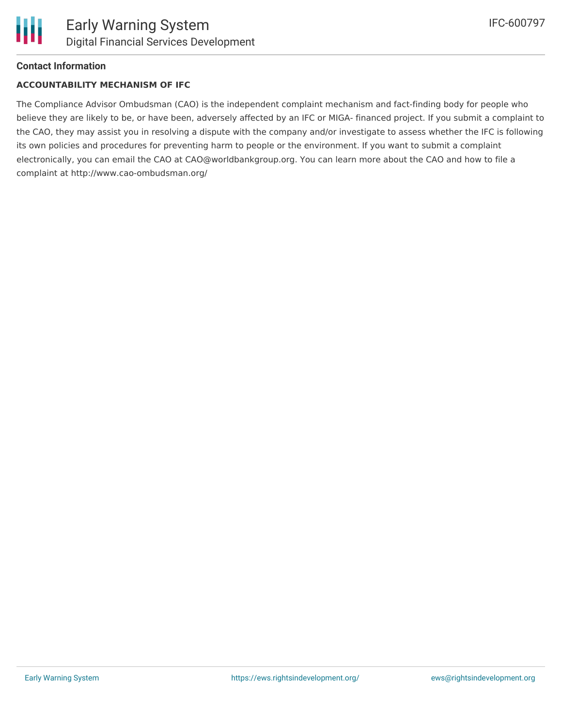## Contact Information

**ACCOUNTABILITY MECHANISM OF IFC**

The Compliance Advisor Ombudsman (CAO) is the independent complaint mechanism and fact-finding body for people who believe they are likely to be, or have been, adversely affected by an IFC or MIGA- financed project. If you submit a complaint to the CAO, they may assist you in resolving a dispute with the company and/or investigate to assess whether the IFC is following its own policies and procedures for preventing harm to people or the environment. If you want to submit a complaint electronically, you can email the CAO at CAO@worldbankgroup.org. You can learn more about the CAO and how to file a complaint at http://www.cao-ombudsman.org/